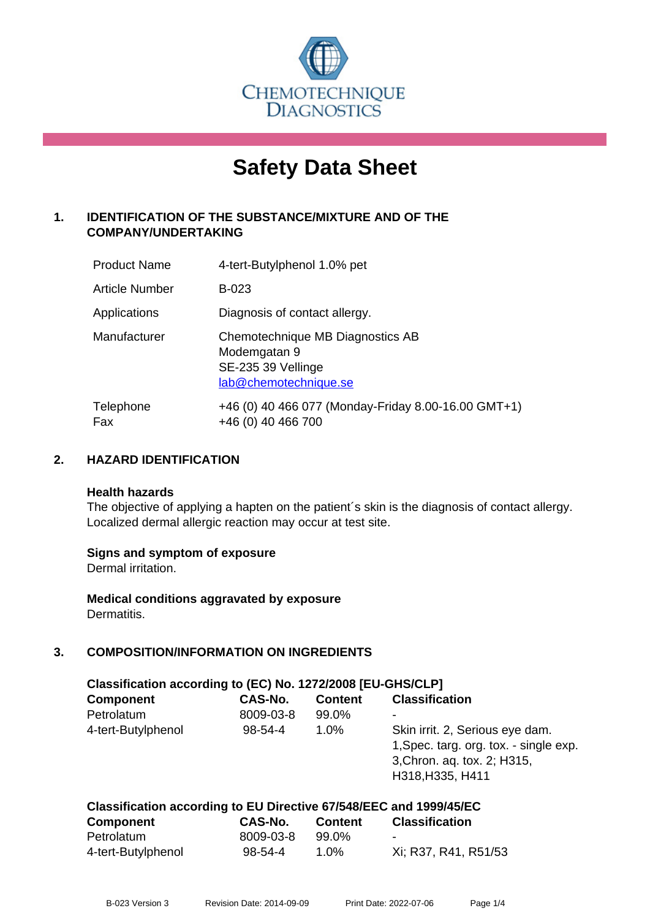CHEMOTECHNIQUE DIAGNOSTICS

# Safety Data Sheet

## 1. IDENTIFICATION OF THE SUBSTANCE/MIXTURE AND OF THE COMPANY/UNDERTAKING

| | |
|---|---|
| Product Name | 4-tert-Butylphenol 1.0% pet |
| Article Number | B-023 |
| Applications | Diagnosis of contact allergy. |
| Manufacturer | Chemotechnique MB Diagnostics AB<br>Modemgatan 9<br>SE-235 39 Vellinge<br>lab@chemotechnique.se |
| Telephone<br>Fax | +46 (0) 40 466 077 (Monday-Friday 8.00-16.00 GMT+1)<br>+46 (0) 40 466 700 |

## 2. HAZARD IDENTIFICATION

**Health hazards**
The objective of applying a hapten on the patient´s skin is the diagnosis of contact allergy. Localized dermal allergic reaction may occur at test site.

**Signs and symptom of exposure**
Dermal irritation.

**Medical conditions aggravated by exposure**
Dermatitis.

## 3. COMPOSITION/INFORMATION ON INGREDIENTS

**Classification according to (EC) No. 1272/2008 [EU-GHS/CLP]**

| Component | CAS-No. | Content | Classification |
|---|---|---|---|
| Petrolatum | 8009-03-8 | 99.0% | - |
| 4-tert-Butylphenol | 98-54-4 | 1.0% | Skin irrit. 2, Serious eye dam. 1,Spec. targ. org. tox. - single exp. 3,Chron. aq. tox. 2; H315, H318,H335, H411 |

**Classification according to EU Directive 67/548/EEC and 1999/45/EC**

| Component | CAS-No. | Content | Classification |
|---|---|---|---|
| Petrolatum | 8009-03-8 | 99.0% | - |
| 4-tert-Butylphenol | 98-54-4 | 1.0% | Xi; R37, R41, R51/53 |

B-023 Version 3 Revision Date: 2014-09-09 Print Date: 2022-07-06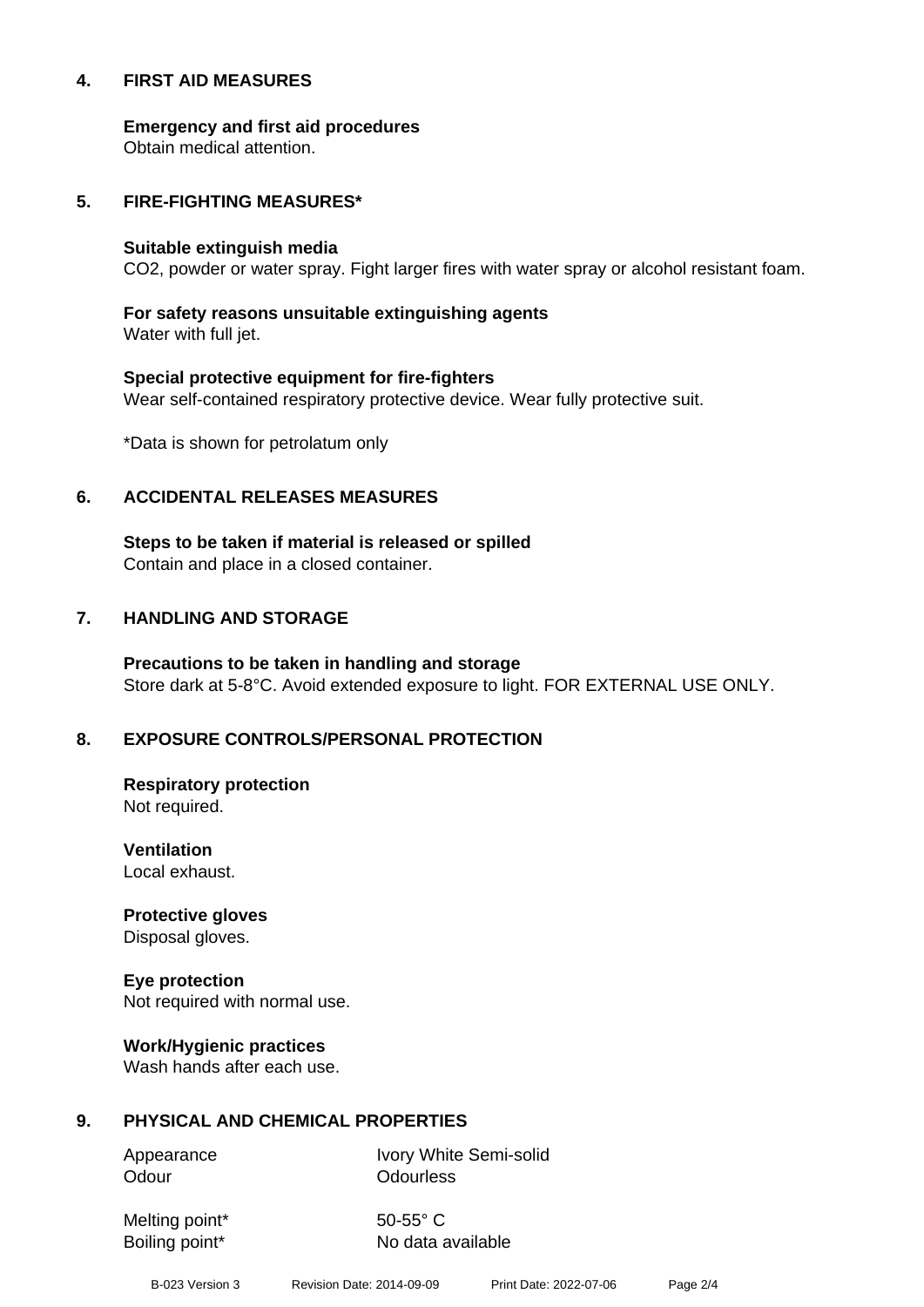## 4. FIRST AID MEASURES

**Emergency and first aid procedures**
Obtain medical attention.

## 5. FIRE-FIGHTING MEASURES*

**Suitable extinguish media**
$CO_2$, powder or water spray. Fight larger fires with water spray or alcohol resistant foam.

**For safety reasons unsuitable extinguishing agents**
Water with full jet.

**Special protective equipment for fire-fighters**
Wear self-contained respiratory protective device. Wear fully protective suit.

*Data is shown for petrolatum only

## 6. ACCIDENTAL RELEASES MEASURES

**Steps to be taken if material is released or spilled**
Contain and place in a closed container.

## 7. HANDLING AND STORAGE

**Precautions to be taken in handling and storage**
Store dark at 5-8°C. Avoid extended exposure to light. FOR EXTERNAL USE ONLY.

## 8. EXPOSURE CONTROLS/PERSONAL PROTECTION

**Respiratory protection**
Not required.

**Ventilation**
Local exhaust.

**Protective gloves**
Disposal gloves.

**Eye protection**
Not required with normal use.

**Work/Hygienic practices**
Wash hands after each use.

## 9. PHYSICAL AND CHEMICAL PROPERTIES

| | |
|---|---|
| Appearance | Ivory White Semi-solid |
| Odour | Odourless |
| Melting point* | 50-55° C |
| Boiling point* | No data available |

B-023 Version 3 Revision Date: 2014-09-09 Print Date: 2022-07-06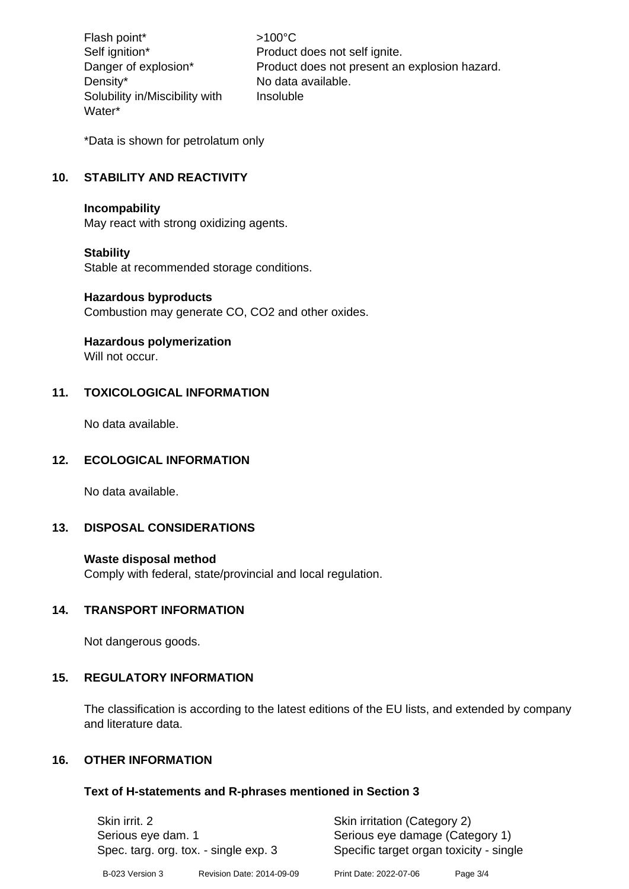| | |
|---|---|
| Flash point* | >100°C |
| Self ignition* | Product does not self ignite. |
| Danger of explosion* | Product does not present an explosion hazard. |
| Density* | No data available. |
| Solubility in/Miscibility with Water* | Insoluble |

*Data is shown for petrolatum only

## 10. STABILITY AND REACTIVITY

**Incompability**
May react with strong oxidizing agents.

**Stability**
Stable at recommended storage conditions.

**Hazardous byproducts**
Combustion may generate CO, $CO_2$ and other oxides.

**Hazardous polymerization**
Will not occur.

## 11. TOXICOLOGICAL INFORMATION

No data available.

## 12. ECOLOGICAL INFORMATION

No data available.

## 13. DISPOSAL CONSIDERATIONS

**Waste disposal method**
Comply with federal, state/provincial and local regulation.

## 14. TRANSPORT INFORMATION

Not dangerous goods.

## 15. REGULATORY INFORMATION

The classification is according to the latest editions of the EU lists, and extended by company and literature data.

## 16. OTHER INFORMATION

### Text of H-statements and R-phrases mentioned in Section 3

| | |
|---|---|
| Skin irrit. 2 | Skin irritation (Category 2) |
| Serious eye dam. 1 | Serious eye damage (Category 1) |
| Spec. targ. org. tox. - single exp. 3 | Specific target organ toxicity - single |

B-023 Version 3 Revision Date: 2014-09-09 Print Date: 2022-07-06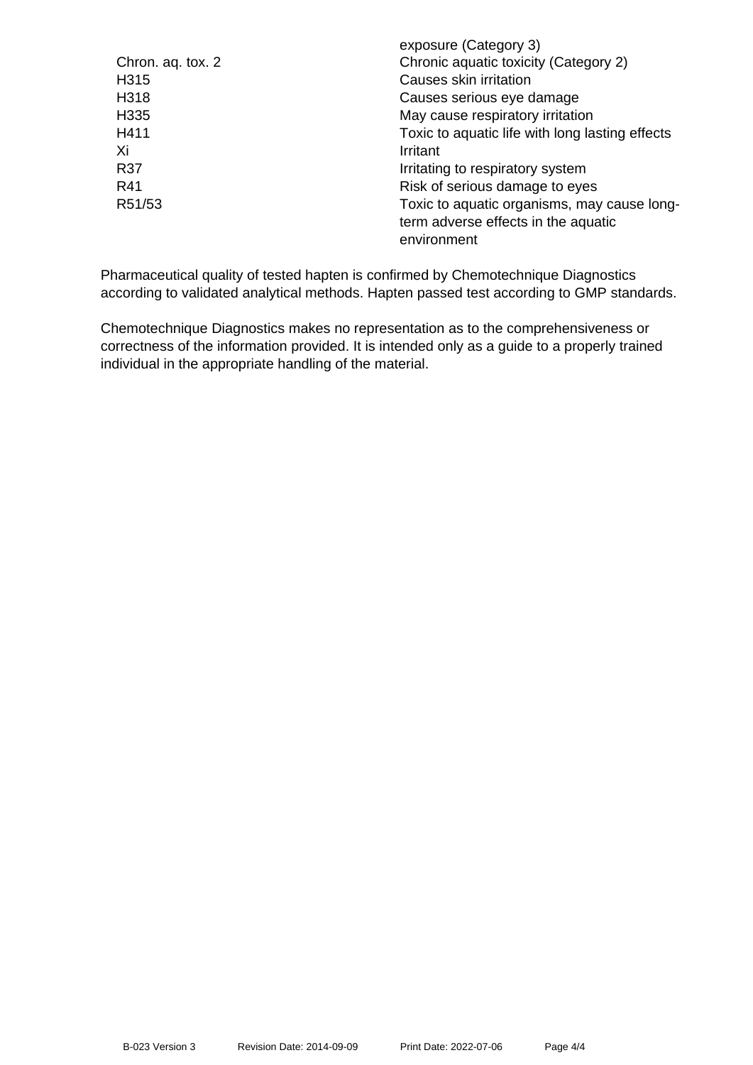| | |
|---|---|
| | exposure (Category 3) |
| Chron. aq. tox. 2 | Chronic aquatic toxicity (Category 2) |
| H315 | Causes skin irritation |
| H318 | Causes serious eye damage |
| H335 | May cause respiratory irritation |
| H411 | Toxic to aquatic life with long lasting effects |
| Xi | Irritant |
| R37 | Irritating to respiratory system |
| R41 | Risk of serious damage to eyes |
| R51/53 | Toxic to aquatic organisms, may cause long-term adverse effects in the aquatic environment |

Pharmaceutical quality of tested hapten is confirmed by Chemotechnique Diagnostics according to validated analytical methods. Hapten passed test according to GMP standards.

Chemotechnique Diagnostics makes no representation as to the comprehensiveness or correctness of the information provided. It is intended only as a guide to a properly trained individual in the appropriate handling of the material.